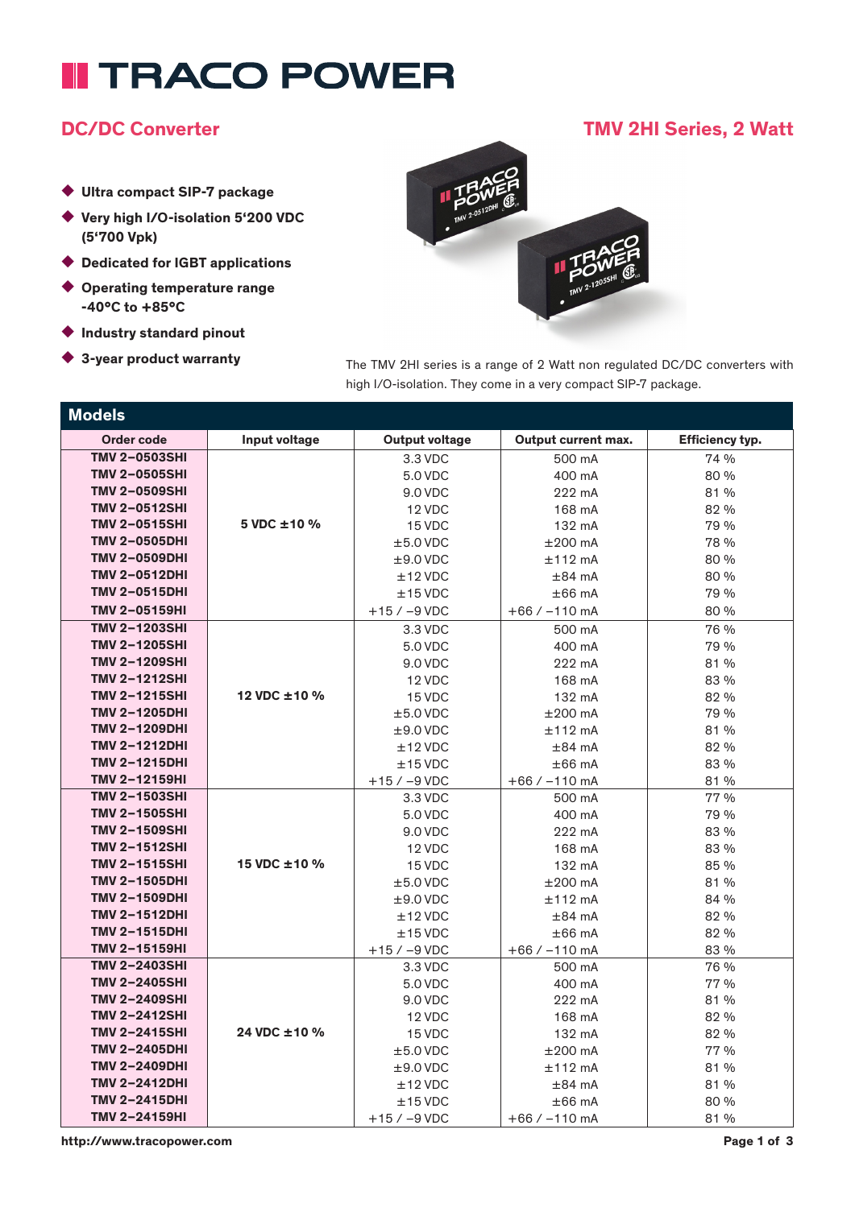# TRACO POWER

## DC/DC Converter

## TMV 2HI Series, 2 Watt

- **Ultra compact SIP-7 package**
- **Very high I/O-isolation 5'200 VDC (5'700 Vpk)**
- **Dedicated for IGBT applications**
- **Operating temperature range -40°C to +85°C**
- **Industry standard pinout**
- **3-year product warranty**

The TMV 2HI series is a range of 2 Watt non regulated DC/DC converters with high I/O-isolation. They come in a very compact SIP-7 package.

## Models

| Order code | Input voltage | Output voltage | Output current max. | Efficiency typ. |
|---|---|---|---|---|
| **TMV 2-0503SHI** | **5 VDC ±10 %** | 3.3 VDC | 500 mA | 74 % |
| **TMV 2-0505SHI** | | 5.0 VDC | 400 mA | 80 % |
| **TMV 2-0509SHI** | | 9.0 VDC | 222 mA | 81 % |
| **TMV 2-0512SHI** | | 12 VDC | 168 mA | 82 % |
| **TMV 2-0515SHI** | | 15 VDC | 132 mA | 79 % |
| **TMV 2-0505DHI** | | ±5.0 VDC | ±200 mA | 78 % |
| **TMV 2-0509DHI** | | ±9.0 VDC | ±112 mA | 80 % |
| **TMV 2-0512DHI** | | ±12 VDC | ±84 mA | 80 % |
| **TMV 2-0515DHI** | | ±15 VDC | ±66 mA | 79 % |
| **TMV 2-05159HI** | | +15 / −9 VDC | +66 / −110 mA | 80 % |
| **TMV 2-1203SHI** | **12 VDC ±10 %** | 3.3 VDC | 500 mA | 76 % |
| **TMV 2-1205SHI** | | 5.0 VDC | 400 mA | 79 % |
| **TMV 2-1209SHI** | | 9.0 VDC | 222 mA | 81 % |
| **TMV 2-1212SHI** | | 12 VDC | 168 mA | 83 % |
| **TMV 2-1215SHI** | | 15 VDC | 132 mA | 82 % |
| **TMV 2-1205DHI** | | ±5.0 VDC | ±200 mA | 79 % |
| **TMV 2-1209DHI** | | ±9.0 VDC | ±112 mA | 81 % |
| **TMV 2-1212DHI** | | ±12 VDC | ±84 mA | 82 % |
| **TMV 2-1215DHI** | | ±15 VDC | ±66 mA | 83 % |
| **TMV 2-12159HI** | | +15 / −9 VDC | +66 / −110 mA | 81 % |
| **TMV 2-1503SHI** | **15 VDC ±10 %** | 3.3 VDC | 500 mA | 77 % |
| **TMV 2-1505SHI** | | 5.0 VDC | 400 mA | 79 % |
| **TMV 2-1509SHI** | | 9.0 VDC | 222 mA | 83 % |
| **TMV 2-1512SHI** | | 12 VDC | 168 mA | 83 % |
| **TMV 2-1515SHI** | | 15 VDC | 132 mA | 85 % |
| **TMV 2-1505DHI** | | ±5.0 VDC | ±200 mA | 81 % |
| **TMV 2-1509DHI** | | ±9.0 VDC | ±112 mA | 84 % |
| **TMV 2-1512DHI** | | ±12 VDC | ±84 mA | 82 % |
| **TMV 2-1515DHI** | | ±15 VDC | ±66 mA | 82 % |
| **TMV 2-15159HI** | | +15 / −9 VDC | +66 / −110 mA | 83 % |
| **TMV 2-2403SHI** | **24 VDC ±10 %** | 3.3 VDC | 500 mA | 76 % |
| **TMV 2-2405SHI** | | 5.0 VDC | 400 mA | 77 % |
| **TMV 2-2409SHI** | | 9.0 VDC | 222 mA | 81 % |
| **TMV 2-2412SHI** | | 12 VDC | 168 mA | 82 % |
| **TMV 2-2415SHI** | | 15 VDC | 132 mA | 82 % |
| **TMV 2-2405DHI** | | ±5.0 VDC | ±200 mA | 77 % |
| **TMV 2-2409DHI** | | ±9.0 VDC | ±112 mA | 81 % |
| **TMV 2-2412DHI** | | ±12 VDC | ±84 mA | 81 % |
| **TMV 2-2415DHI** | | ±15 VDC | ±66 mA | 80 % |
| **TMV 2-24159HI** | | +15 / −9 VDC | +66 / −110 mA | 81 % |

**http://www.tracopower.com**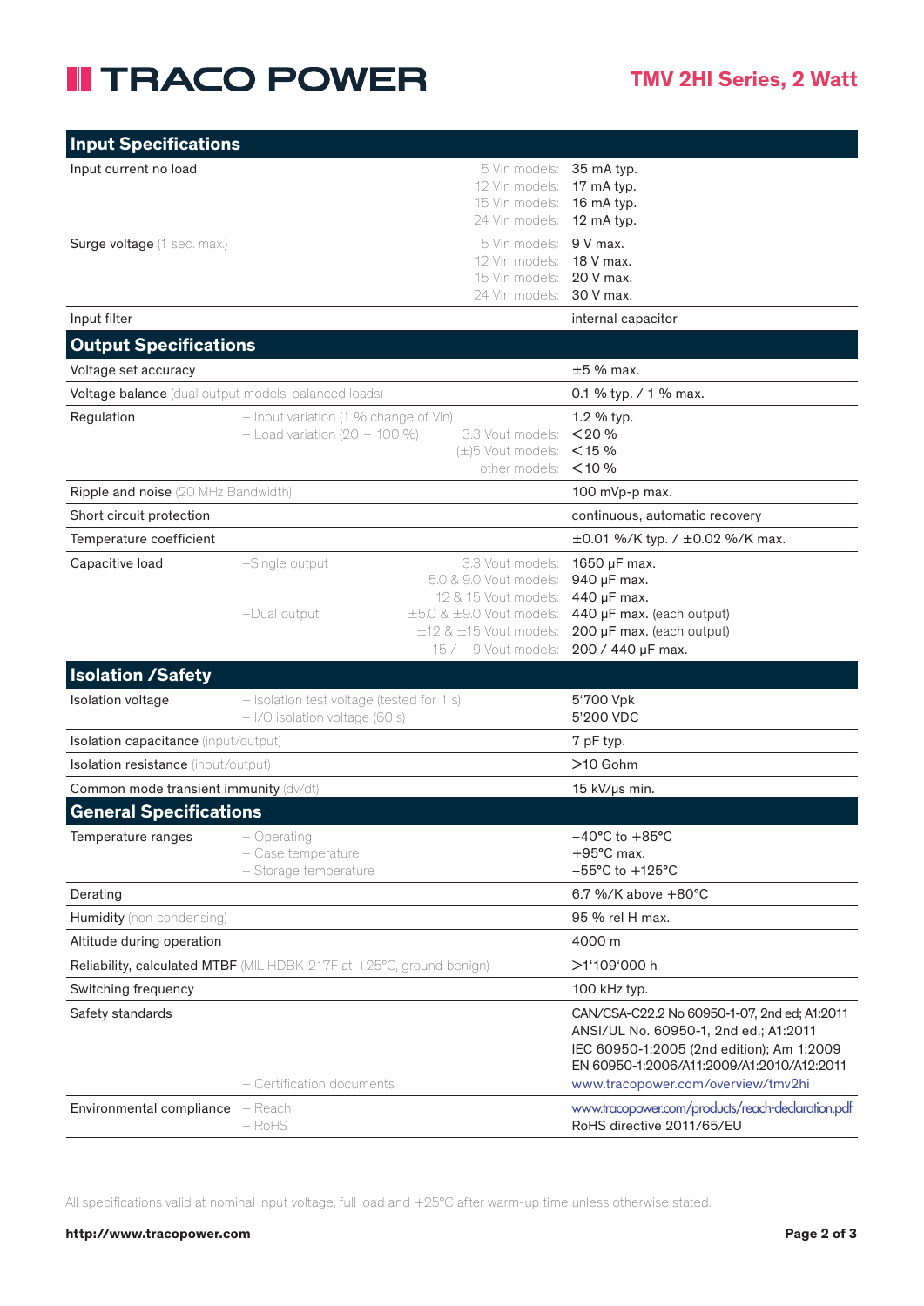## Input Specifications

| Parameter | | Condition | Value |
|---|---|---|---|
| Input current no load | | 5 Vin models: | 35 mA typ. |
| | | 12 Vin models: | 17 mA typ. |
| | | 15 Vin models: | 16 mA typ. |
| | | 24 Vin models: | 12 mA typ. |
| Surge voltage (1 sec. max.) | | 5 Vin models: | 9 V max. |
| | | 12 Vin models: | 18 V max. |
| | | 15 Vin models: | 20 V max. |
| | | 24 Vin models: | 30 V max. |
| Input filter | | | internal capacitor |

## Output Specifications

| Parameter | | Condition | Value |
|---|---|---|---|
| Voltage set accuracy | | | ±5 % max. |
| Voltage balance (dual output models, balanced loads) | | | 0.1 % typ. / 1 % max. |
| Regulation | – Input variation (1 % change of Vin) | | 1.2 % typ. |
| | – Load variation (20 – 100 %) | 3.3 Vout models: | <20 % |
| | | (±)5 Vout models: | <15 % |
| | | other models: | <10 % |
| Ripple and noise (20 MHz Bandwidth) | | | 100 mVp-p max. |
| Short circuit protection | | | continuous, automatic recovery |
| Temperature coefficient | | | ±0.01 %/K typ. / ±0.02 %/K max. |
| Capacitive load | –Single output | 3.3 Vout models: | 1650 µF max. |
| | | 5.0 & 9.0 Vout models: | 940 µF max. |
| | | 12 & 15 Vout models: | 440 µF max. |
| | –Dual output | ±5.0 & ±9.0 Vout models: | 440 µF max. (each output) |
| | | ±12 & ±15 Vout models: | 200 µF max. (each output) |
| | | +15 / –9 Vout models: | 200 / 440 µF max. |

## Isolation /Safety

| Parameter | | Value |
|---|---|---|
| Isolation voltage | – Isolation test voltage (tested for 1 s) | 5'700 Vpk |
| | – I/O isolation voltage (60 s) | 5'200 VDC |
| Isolation capacitance (input/output) | | 7 pF typ. |
| Isolation resistance (input/output) | | >10 Gohm |
| Common mode transient immunity (dv/dt) | | 15 kV/µs min. |

## General Specifications

| Parameter | | Value |
|---|---|---|
| Temperature ranges | – Operating | –40°C to +85°C |
| | – Case temperature | +95°C max. |
| | – Storage temperature | –55°C to +125°C |
| Derating | | 6.7 %/K above +80°C |
| Humidity (non condensing) | | 95 % rel H max. |
| Altitude during operation | | 4000 m |
| Reliability, calculated MTBF (MIL-HDBK-217F at +25°C, ground benign) | | >1'109'000 h |
| Switching frequency | | 100 kHz typ. |
| Safety standards | | CAN/CSA-C22.2 No 60950-1-07, 2nd ed; A1:2011<br>ANSI/UL No. 60950-1, 2nd ed.; A1:2011<br>IEC 60950-1:2005 (2nd edition); Am 1:2009<br>EN 60950-1:2006/A11:2009/A1:2010/A12:2011 |
| | – Certification documents | www.tracopower.com/overview/tmv2hi |
| Environmental compliance | – Reach | www.tracopower.com/products/reach-declaration.pdf |
| | – RoHS | RoHS directive 2011/65/EU |

All specifications valid at nominal input voltage, full load and +25°C after warm-up time unless otherwise stated.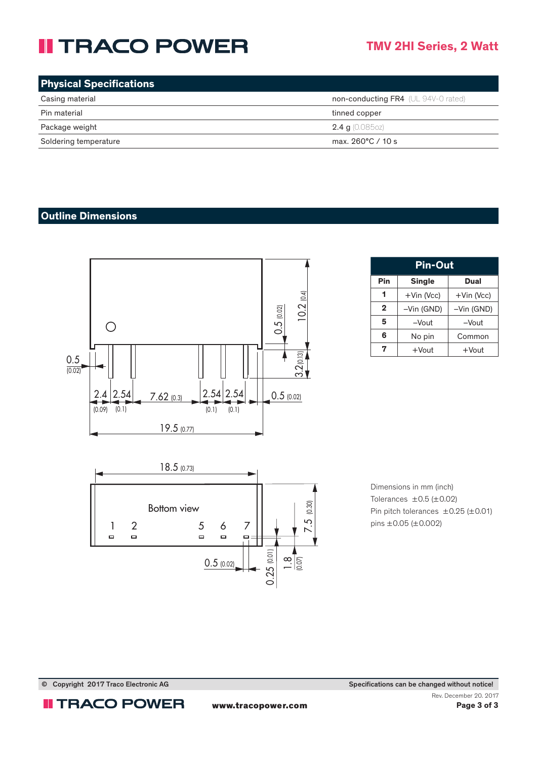## Physical Specifications

| | |
|---|---|
| Casing material | non-conducting FR4 (UL 94V-0 rated) |
| Pin material | tinned copper |
| Package weight | 2.4 g (0.085oz) |
| Soldering temperature | max. 260°C / 10 s |

## Outline Dimensions

0.5 (0.02)
10.2 (0.4)
0.5 (0.02)
3.2 (0.13)
2.4 (0.09) 2.54 (0.1) 7.62 (0.3) 2.54 (0.1) 2.54 (0.1) 0.5 (0.02)
19.5 (0.77)

18.5 (0.73)
Bottom view
1 2 5 6 7
7.5 (0.30)
0.5 (0.02)
0.25 (0.01)
1.8 (0.07)

| Pin-Out | | |
|---|---|---|
| **Pin** | **Single** | **Dual** |
| **1** | +Vin (Vcc) | +Vin (Vcc) |
| **2** | –Vin (GND) | –Vin (GND) |
| **5** | –Vout | –Vout |
| **6** | No pin | Common |
| **7** | +Vout | +Vout |

Dimensions in mm (inch)
Tolerances ±0.5 (±0.02)
Pin pitch tolerances ±0.25 (±0.01)
pins ±0.05 (±0.002)